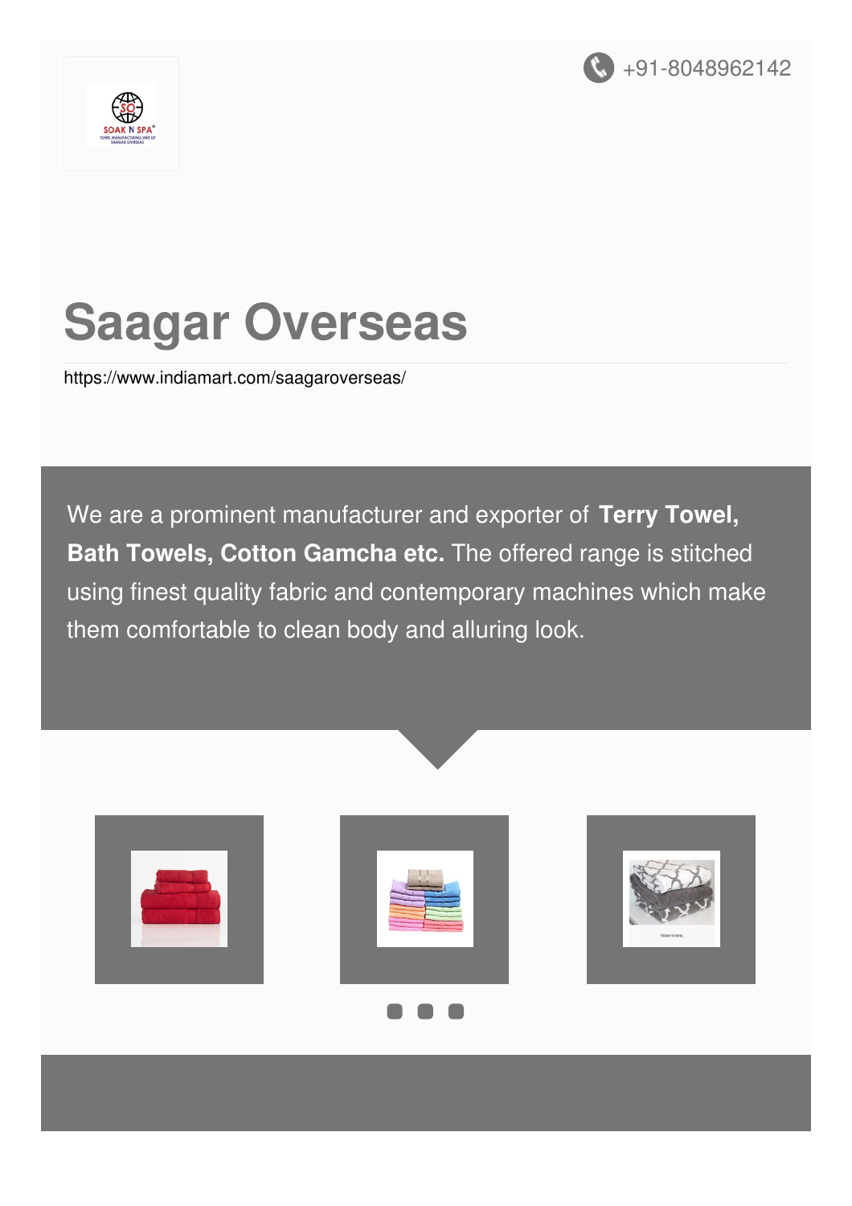+91-8048962142

# Saagar Overseas

https://www.indiamart.com/saagaroverseas/

We are a prominent manufacturer and exporter of **Terry Towel, Bath Towels, Cotton Gamcha etc.** The offered range is stitched using finest quality fabric and contemporary machines which make them comfortable to clean body and alluring look.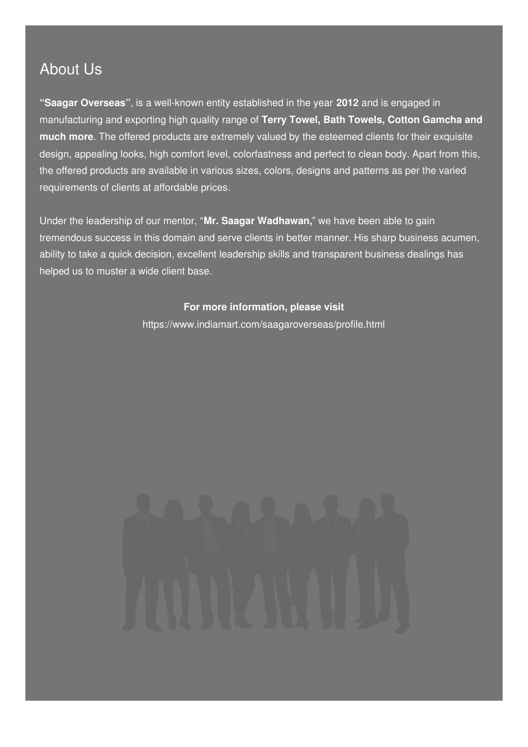## About Us

**"Saagar Overseas"**, is a well-known entity established in the year **2012** and is engaged in manufacturing and exporting high quality range of **Terry Towel, Bath Towels, Cotton Gamcha and much more**. The offered products are extremely valued by the esteemed clients for their exquisite design, appealing looks, high comfort level, colorfastness and perfect to clean body. Apart from this, the offered products are available in various sizes, colors, designs and patterns as per the varied requirements of clients at affordable prices.

Under the leadership of our mentor, "**Mr. Saagar Wadhawan,**" we have been able to gain tremendous success in this domain and serve clients in better manner. His sharp business acumen, ability to take a quick decision, excellent leadership skills and transparent business dealings has helped us to muster a wide client base.

**For more information, please visit**

https://www.indiamart.com/saagaroverseas/profile.html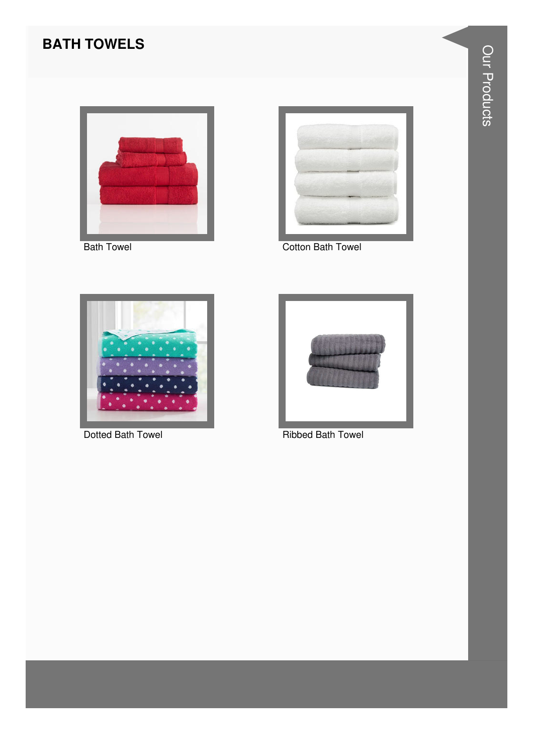## BATH TOWELS

Bath Towel

Cotton Bath Towel

Dotted Bath Towel

Ribbed Bath Towel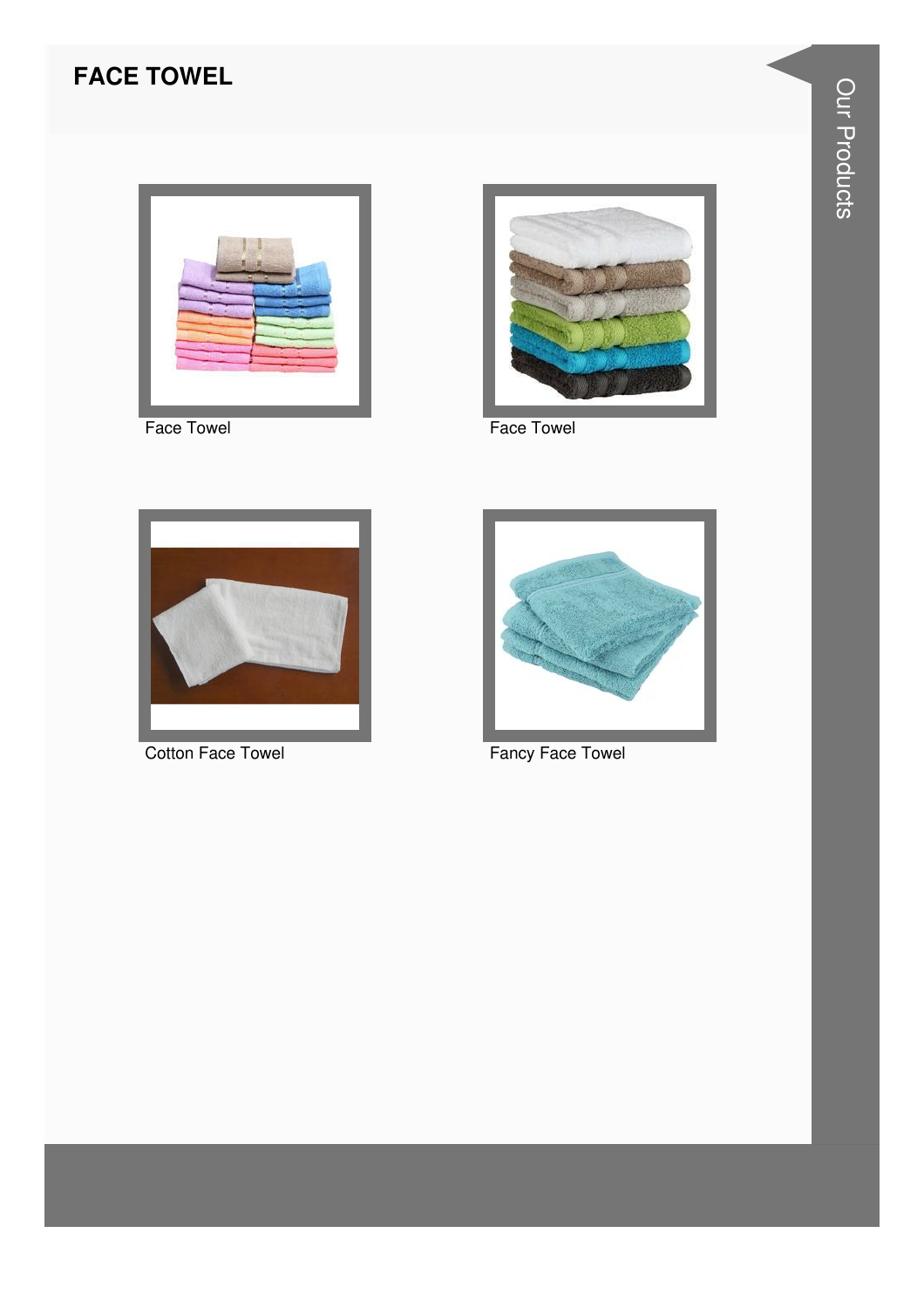## FACE TOWEL

Face Towel

Face Towel

Cotton Face Towel

Fancy Face Towel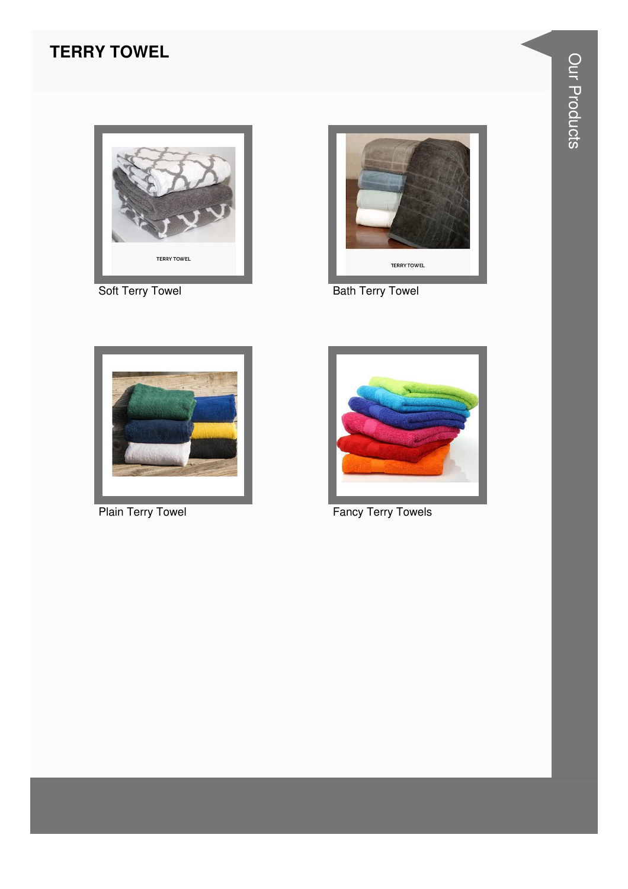# TERRY TOWEL

Soft Terry Towel

Bath Terry Towel

Plain Terry Towel

Fancy Terry Towels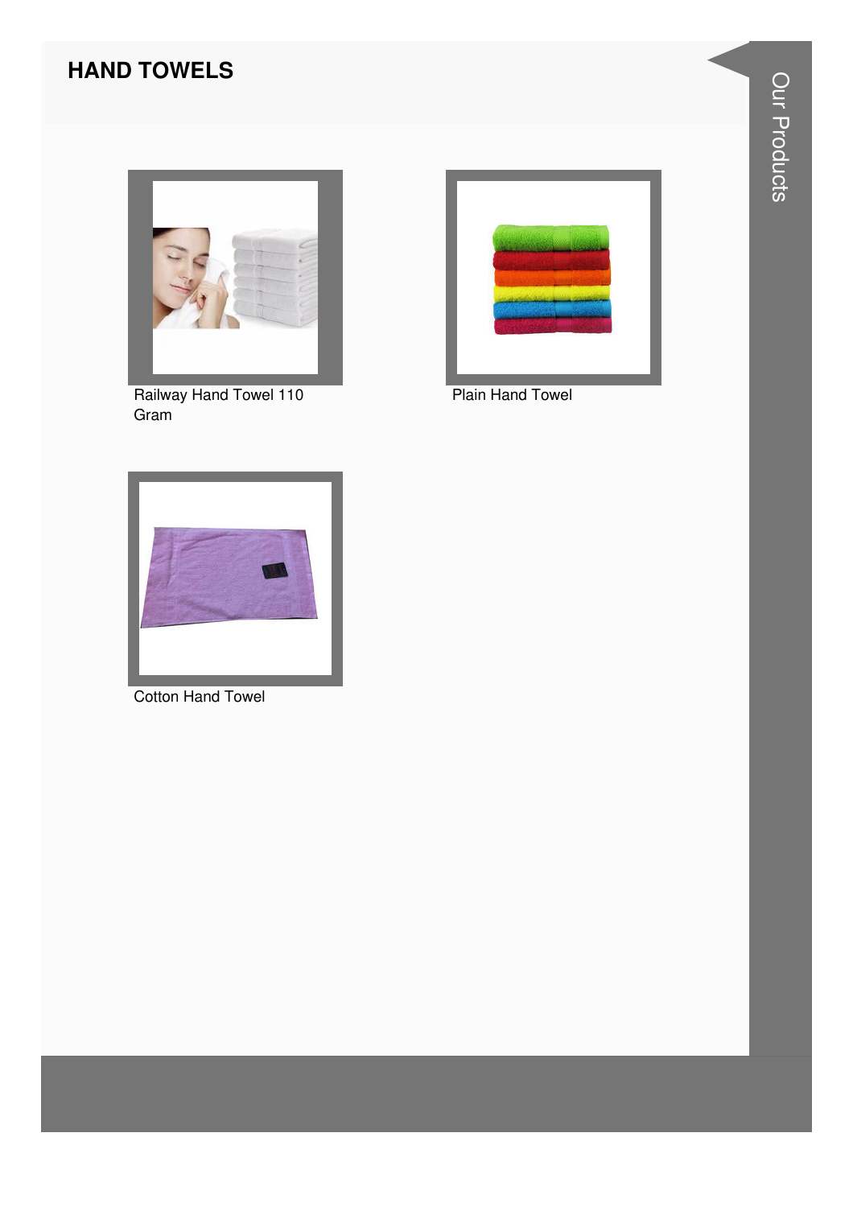# HAND TOWELS

Railway Hand Towel 110 Gram

Plain Hand Towel

Cotton Hand Towel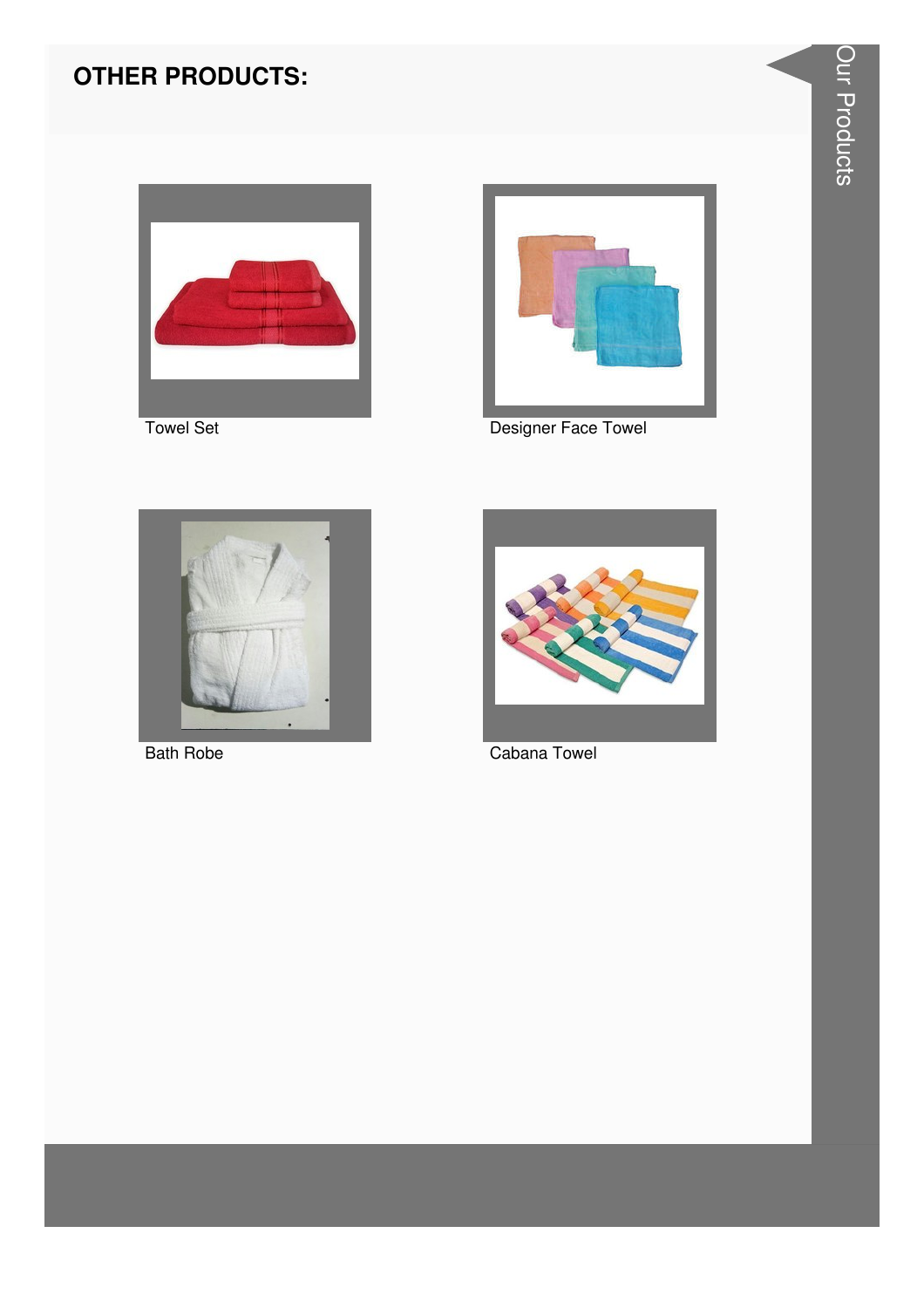## OTHER PRODUCTS:

Towel Set

Designer Face Towel

Bath Robe

Cabana Towel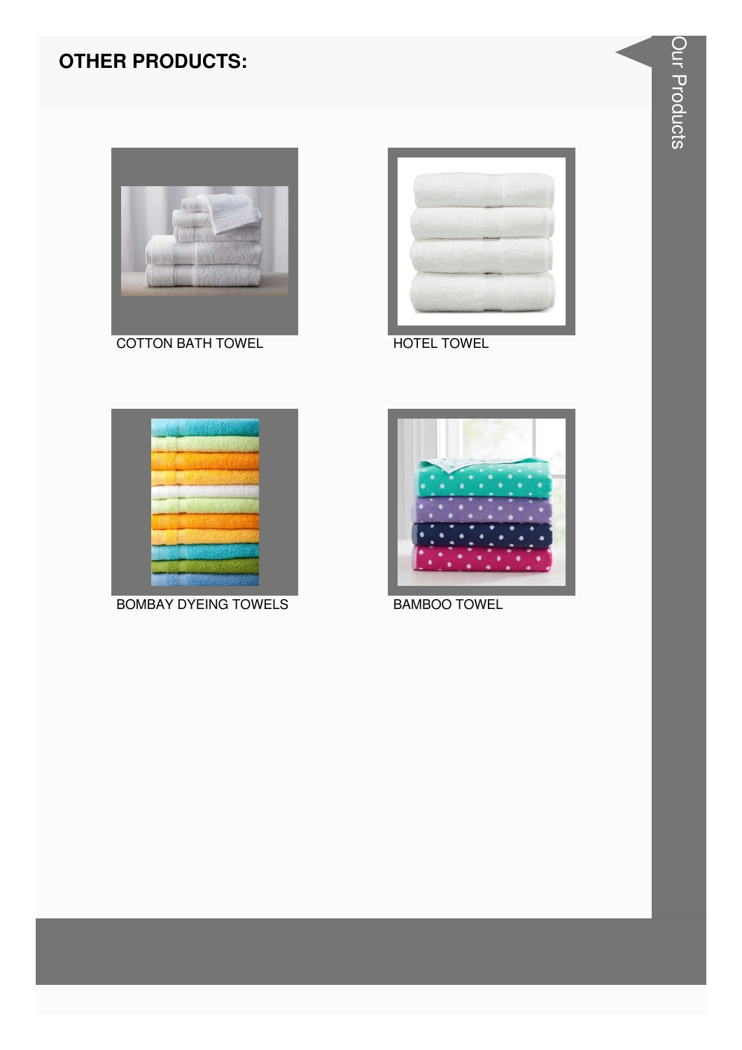## OTHER PRODUCTS:

COTTON BATH TOWEL

HOTEL TOWEL

BOMBAY DYEING TOWELS

BAMBOO TOWEL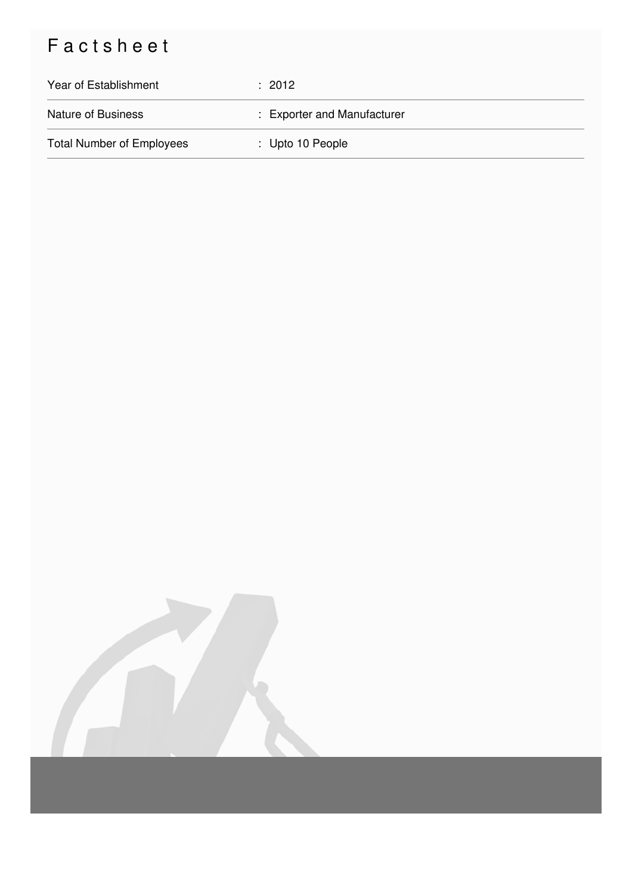# Factsheet

| | |
|---|---|
| Year of Establishment | : 2012 |
| Nature of Business | : Exporter and Manufacturer |
| Total Number of Employees | : Upto 10 People |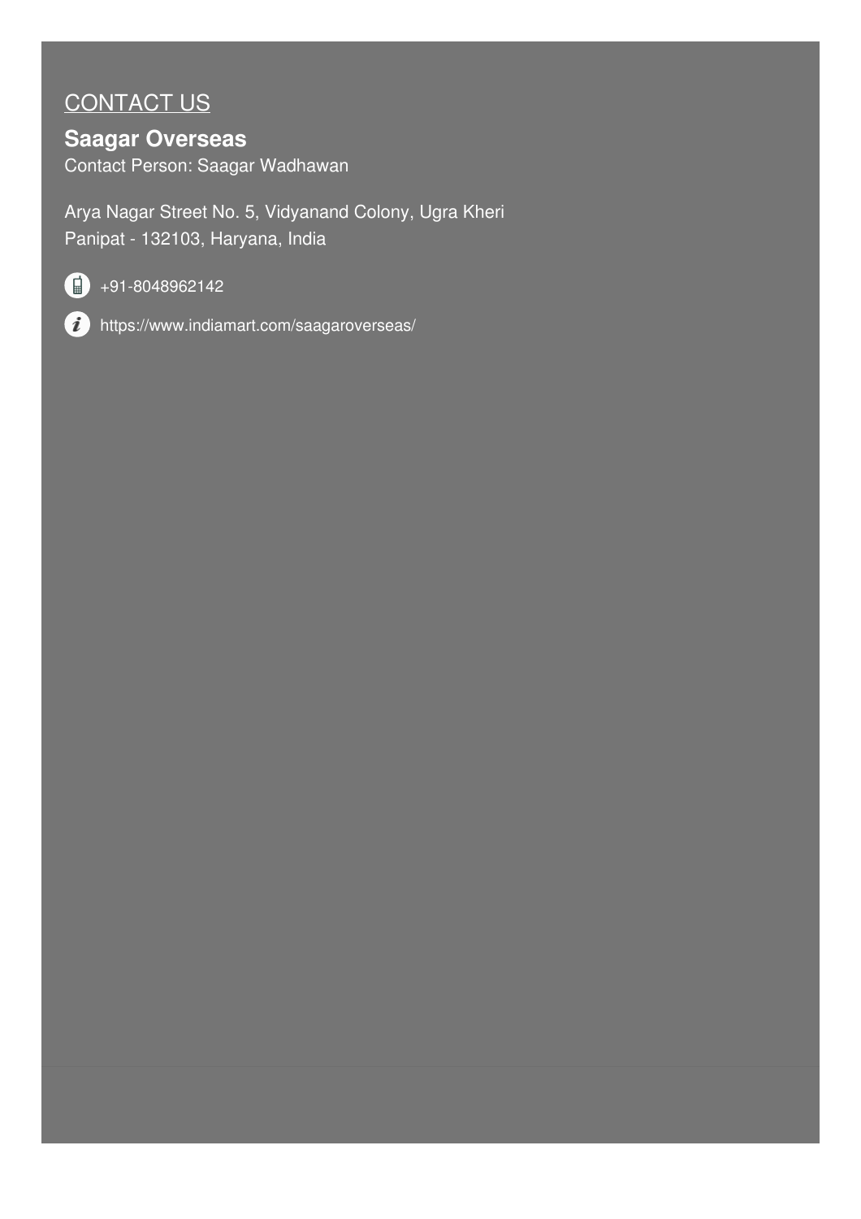## CONTACT US

### Saagar Overseas

Contact Person: Saagar Wadhawan

Arya Nagar Street No. 5, Vidyanand Colony, Ugra Kheri
Panipat - 132103, Haryana, India

+91-8048962142

https://www.indiamart.com/saagaroverseas/